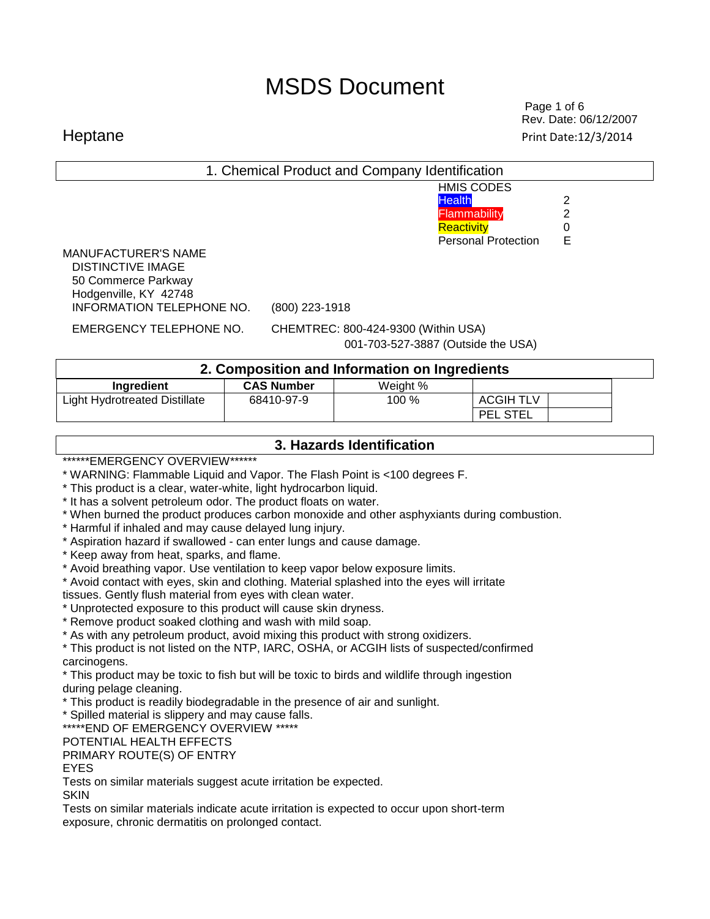# MSDS Document

Rev. Date: 06/12/2007

Print Date:12/3/2014

Heptane

## 1. Chemical Product and Company Identification

| HMIS CODES | |
|---|---|
| Health | 2 |
| Flammability | 2 |
| Reactivity | 0 |
| Personal Protection | E |

MANUFACTURER'S NAME
DISTINCTIVE IMAGE
50 Commerce Parkway
Hodgenville, KY 42748

INFORMATION TELEPHONE NO. (800) 223-1918

EMERGENCY TELEPHONE NO. CHEMTREC: 800-424-9300 (Within USA)
001-703-527-3887 (Outside the USA)

## 2. Composition and Information on Ingredients

| Ingredient | CAS Number | Weight % | | |
|---|---|---|---|---|
| Light Hydrotreated Distillate | 68410-97-9 | 100 % | ACGIH TLV | |
| | | | PEL STEL | |

## 3. Hazards Identification

******EMERGENCY OVERVIEW******

* WARNING: Flammable Liquid and Vapor. The Flash Point is <100 degrees F.
* This product is a clear, water-white, light hydrocarbon liquid.
* It has a solvent petroleum odor. The product floats on water.
* When burned the product produces carbon monoxide and other asphyxiants during combustion.
* Harmful if inhaled and may cause delayed lung injury.
* Aspiration hazard if swallowed - can enter lungs and cause damage.
* Keep away from heat, sparks, and flame.
* Avoid breathing vapor. Use ventilation to keep vapor below exposure limits.
* Avoid contact with eyes, skin and clothing. Material splashed into the eyes will irritate tissues. Gently flush material from eyes with clean water.
* Unprotected exposure to this product will cause skin dryness.
* Remove product soaked clothing and wash with mild soap.
* As with any petroleum product, avoid mixing this product with strong oxidizers.
* This product is not listed on the NTP, IARC, OSHA, or ACGIH lists of suspected/confirmed carcinogens.
* This product may be toxic to fish but will be toxic to birds and wildlife through ingestion during pelage cleaning.
* This product is readily biodegradable in the presence of air and sunlight.
* Spilled material is slippery and may cause falls.

*****END OF EMERGENCY OVERVIEW *****

POTENTIAL HEALTH EFFECTS

PRIMARY ROUTE(S) OF ENTRY

EYES

Tests on similar materials suggest acute irritation be expected.

SKIN

Tests on similar materials indicate acute irritation is expected to occur upon short-term exposure, chronic dermatitis on prolonged contact.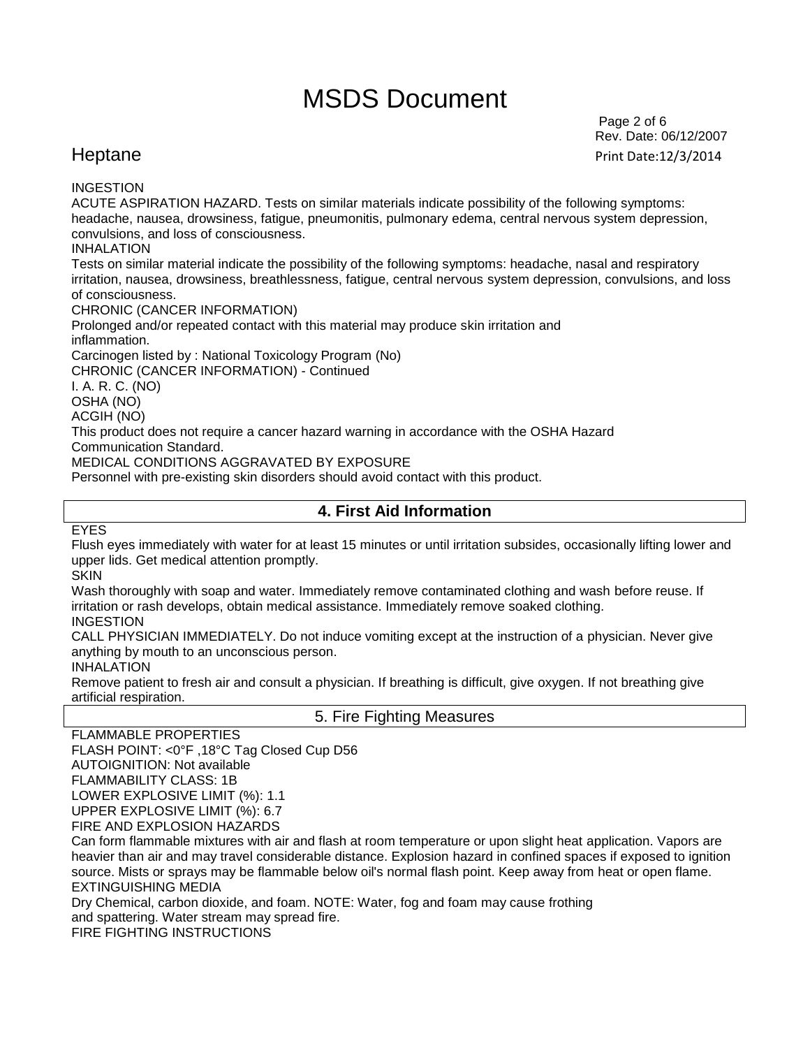INGESTION

ACUTE ASPIRATION HAZARD. Tests on similar materials indicate possibility of the following symptoms: headache, nausea, drowsiness, fatigue, pneumonitis, pulmonary edema, central nervous system depression, convulsions, and loss of consciousness.

INHALATION

Tests on similar material indicate the possibility of the following symptoms: headache, nasal and respiratory irritation, nausea, drowsiness, breathlessness, fatigue, central nervous system depression, convulsions, and loss of consciousness.

CHRONIC (CANCER INFORMATION)

Prolonged and/or repeated contact with this material may produce skin irritation and inflammation.

Carcinogen listed by : National Toxicology Program (No)

CHRONIC (CANCER INFORMATION) - Continued

I. A. R. C. (NO)

OSHA (NO)

ACGIH (NO)

This product does not require a cancer hazard warning in accordance with the OSHA Hazard Communication Standard.

MEDICAL CONDITIONS AGGRAVATED BY EXPOSURE

Personnel with pre-existing skin disorders should avoid contact with this product.

## 4. First Aid Information

EYES

Flush eyes immediately with water for at least 15 minutes or until irritation subsides, occasionally lifting lower and upper lids. Get medical attention promptly.

SKIN

Wash thoroughly with soap and water. Immediately remove contaminated clothing and wash before reuse. If irritation or rash develops, obtain medical assistance. Immediately remove soaked clothing.

INGESTION

CALL PHYSICIAN IMMEDIATELY. Do not induce vomiting except at the instruction of a physician. Never give anything by mouth to an unconscious person.

INHALATION

Remove patient to fresh air and consult a physician. If breathing is difficult, give oxygen. If not breathing give artificial respiration.

## 5. Fire Fighting Measures

FLAMMABLE PROPERTIES

FLASH POINT: <0°F ,18°C Tag Closed Cup D56

AUTOIGNITION: Not available

FLAMMABILITY CLASS: 1B

LOWER EXPLOSIVE LIMIT (%): 1.1

UPPER EXPLOSIVE LIMIT (%): 6.7

FIRE AND EXPLOSION HAZARDS

Can form flammable mixtures with air and flash at room temperature or upon slight heat application. Vapors are heavier than air and may travel considerable distance. Explosion hazard in confined spaces if exposed to ignition source. Mists or sprays may be flammable below oil's normal flash point. Keep away from heat or open flame.

EXTINGUISHING MEDIA

Dry Chemical, carbon dioxide, and foam. NOTE: Water, fog and foam may cause frothing and spattering. Water stream may spread fire.

FIRE FIGHTING INSTRUCTIONS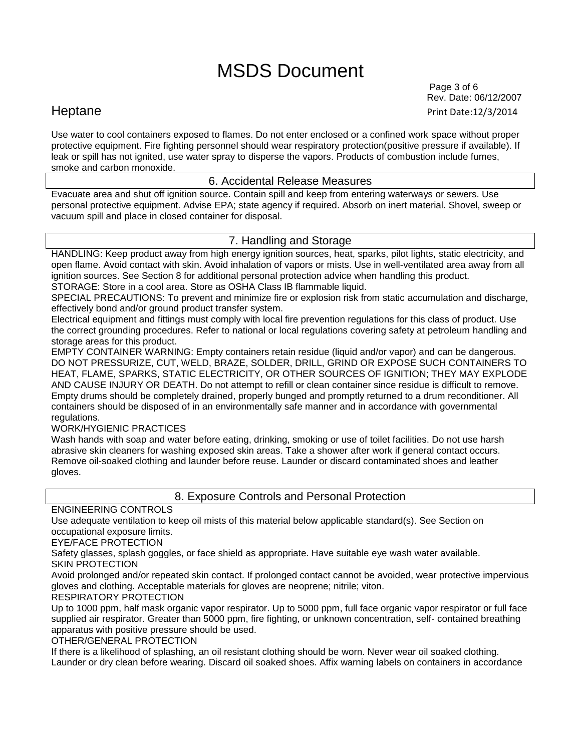Use water to cool containers exposed to flames. Do not enter enclosed or a confined work space without proper protective equipment. Fire fighting personnel should wear respiratory protection(positive pressure if available). If leak or spill has not ignited, use water spray to disperse the vapors. Products of combustion include fumes, smoke and carbon monoxide.

## 6. Accidental Release Measures

Evacuate area and shut off ignition source. Contain spill and keep from entering waterways or sewers. Use personal protective equipment. Advise EPA; state agency if required. Absorb on inert material. Shovel, sweep or vacuum spill and place in closed container for disposal.

## 7. Handling and Storage

HANDLING: Keep product away from high energy ignition sources, heat, sparks, pilot lights, static electricity, and open flame. Avoid contact with skin. Avoid inhalation of vapors or mists. Use in well-ventilated area away from all ignition sources. See Section 8 for additional personal protection advice when handling this product.

STORAGE: Store in a cool area. Store as OSHA Class IB flammable liquid.

SPECIAL PRECAUTIONS: To prevent and minimize fire or explosion risk from static accumulation and discharge, effectively bond and/or ground product transfer system.

Electrical equipment and fittings must comply with local fire prevention regulations for this class of product. Use the correct grounding procedures. Refer to national or local regulations covering safety at petroleum handling and storage areas for this product.

EMPTY CONTAINER WARNING: Empty containers retain residue (liquid and/or vapor) and can be dangerous. DO NOT PRESSURIZE, CUT, WELD, BRAZE, SOLDER, DRILL, GRIND OR EXPOSE SUCH CONTAINERS TO HEAT, FLAME, SPARKS, STATIC ELECTRICITY, OR OTHER SOURCES OF IGNITION; THEY MAY EXPLODE AND CAUSE INJURY OR DEATH. Do not attempt to refill or clean container since residue is difficult to remove. Empty drums should be completely drained, properly bunged and promptly returned to a drum reconditioner. All containers should be disposed of in an environmentally safe manner and in accordance with governmental regulations.

WORK/HYGIENIC PRACTICES

Wash hands with soap and water before eating, drinking, smoking or use of toilet facilities. Do not use harsh abrasive skin cleaners for washing exposed skin areas. Take a shower after work if general contact occurs. Remove oil-soaked clothing and launder before reuse. Launder or discard contaminated shoes and leather gloves.

## 8. Exposure Controls and Personal Protection

ENGINEERING CONTROLS

Use adequate ventilation to keep oil mists of this material below applicable standard(s). See Section on occupational exposure limits.

EYE/FACE PROTECTION

Safety glasses, splash goggles, or face shield as appropriate. Have suitable eye wash water available.

SKIN PROTECTION

Avoid prolonged and/or repeated skin contact. If prolonged contact cannot be avoided, wear protective impervious gloves and clothing. Acceptable materials for gloves are neoprene; nitrile; viton.

RESPIRATORY PROTECTION

Up to 1000 ppm, half mask organic vapor respirator. Up to 5000 ppm, full face organic vapor respirator or full face supplied air respirator. Greater than 5000 ppm, fire fighting, or unknown concentration, self- contained breathing apparatus with positive pressure should be used.

OTHER/GENERAL PROTECTION

If there is a likelihood of splashing, an oil resistant clothing should be worn. Never wear oil soaked clothing. Launder or dry clean before wearing. Discard oil soaked shoes. Affix warning labels on containers in accordance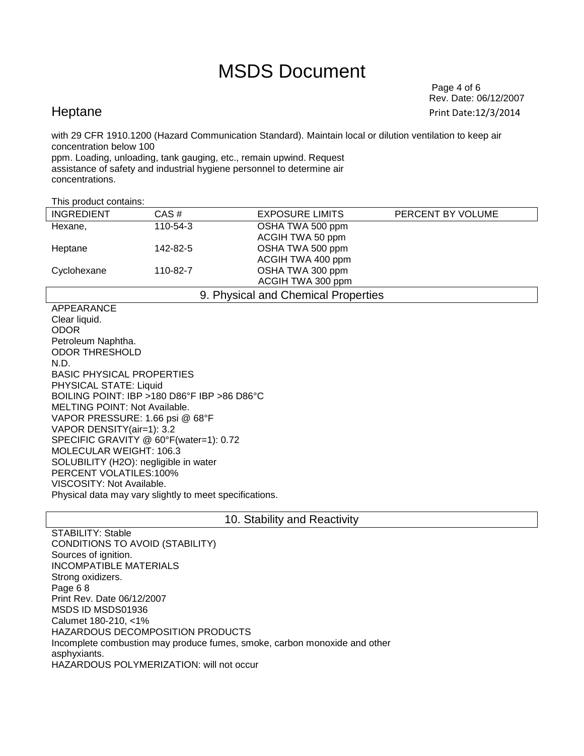with 29 CFR 1910.1200 (Hazard Communication Standard). Maintain local or dilution ventilation to keep air concentration below 100
ppm. Loading, unloading, tank gauging, etc., remain upwind. Request assistance of safety and industrial hygiene personnel to determine air concentrations.

This product contains:

| INGREDIENT | CAS # | EXPOSURE LIMITS | PERCENT BY VOLUME |
|---|---|---|---|
| Hexane, | 110-54-3 | OSHA TWA 500 ppm<br>ACGIH TWA 50 ppm | |
| Heptane | 142-82-5 | OSHA TWA 500 ppm<br>ACGIH TWA 400 ppm | |
| Cyclohexane | 110-82-7 | OSHA TWA 300 ppm<br>ACGIH TWA 300 ppm | |

## 9. Physical and Chemical Properties

APPEARANCE
Clear liquid.
ODOR
Petroleum Naphtha.
ODOR THRESHOLD
N.D.
BASIC PHYSICAL PROPERTIES
PHYSICAL STATE: Liquid
BOILING POINT: IBP >180 D86°F IBP >86 D86°C
MELTING POINT: Not Available.
VAPOR PRESSURE: 1.66 psi @ 68°F
VAPOR DENSITY(air=1): 3.2
SPECIFIC GRAVITY @ 60°F(water=1): 0.72
MOLECULAR WEIGHT: 106.3
SOLUBILITY (H2O): negligible in water
PERCENT VOLATILES:100%
VISCOSITY: Not Available.
Physical data may vary slightly to meet specifications.

## 10. Stability and Reactivity

STABILITY: Stable
CONDITIONS TO AVOID (STABILITY)
Sources of ignition.
INCOMPATIBLE MATERIALS
Strong oxidizers.
Page 6 8
Print Rev. Date 06/12/2007
MSDS ID MSDS01936
Calumet 180-210, <1%
HAZARDOUS DECOMPOSITION PRODUCTS
Incomplete combustion may produce fumes, smoke, carbon monoxide and other asphyxiants.
HAZARDOUS POLYMERIZATION: will not occur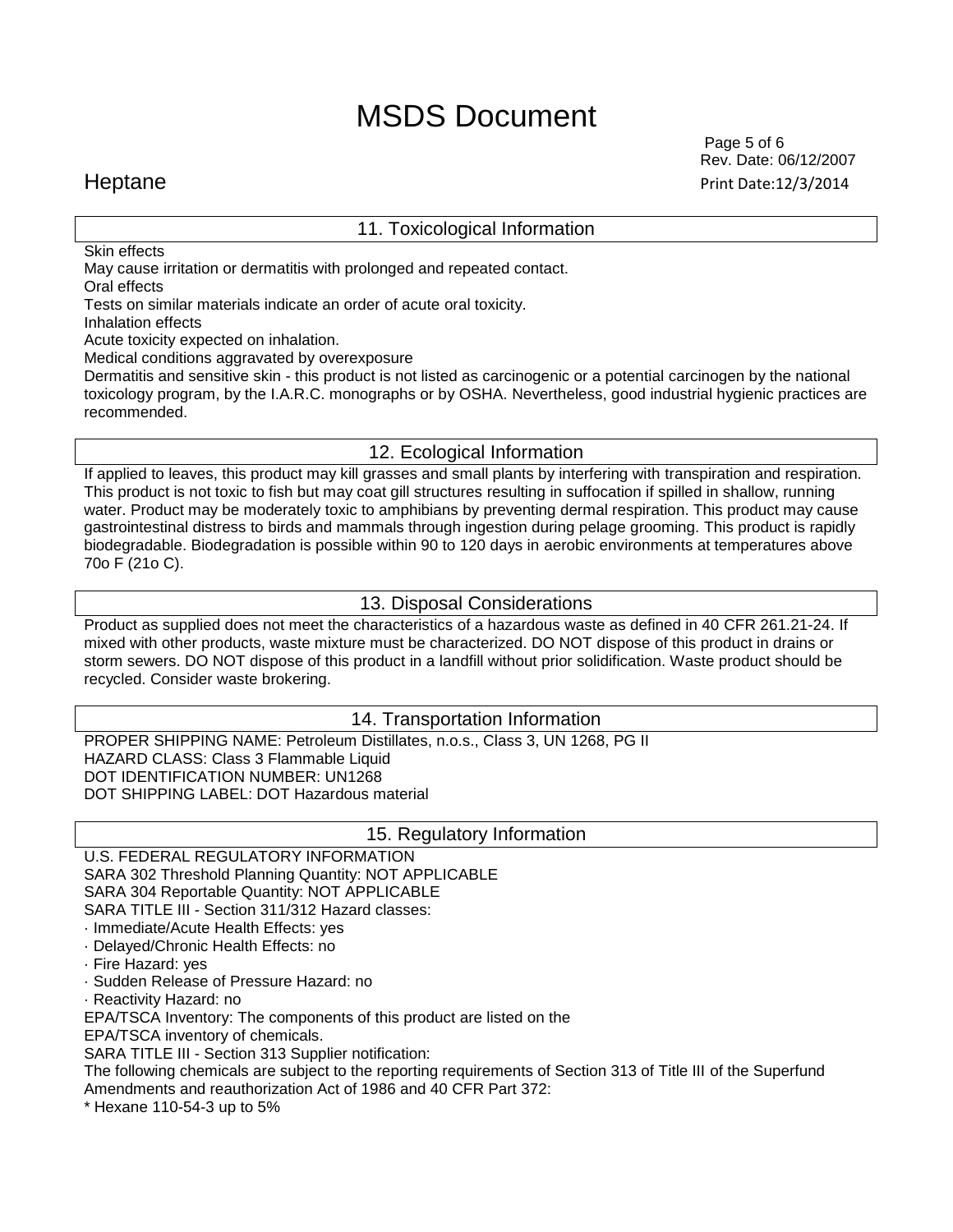## 11. Toxicological Information

Skin effects

May cause irritation or dermatitis with prolonged and repeated contact.

Oral effects

Tests on similar materials indicate an order of acute oral toxicity.

Inhalation effects

Acute toxicity expected on inhalation.

Medical conditions aggravated by overexposure

Dermatitis and sensitive skin - this product is not listed as carcinogenic or a potential carcinogen by the national toxicology program, by the I.A.R.C. monographs or by OSHA. Nevertheless, good industrial hygienic practices are recommended.

## 12. Ecological Information

If applied to leaves, this product may kill grasses and small plants by interfering with transpiration and respiration. This product is not toxic to fish but may coat gill structures resulting in suffocation if spilled in shallow, running water. Product may be moderately toxic to amphibians by preventing dermal respiration. This product may cause gastrointestinal distress to birds and mammals through ingestion during pelage grooming. This product is rapidly biodegradable. Biodegradation is possible within 90 to 120 days in aerobic environments at temperatures above 70o F (21o C).

## 13. Disposal Considerations

Product as supplied does not meet the characteristics of a hazardous waste as defined in 40 CFR 261.21-24. If mixed with other products, waste mixture must be characterized. DO NOT dispose of this product in drains or storm sewers. DO NOT dispose of this product in a landfill without prior solidification. Waste product should be recycled. Consider waste brokering.

## 14. Transportation Information

PROPER SHIPPING NAME: Petroleum Distillates, n.o.s., Class 3, UN 1268, PG II

HAZARD CLASS: Class 3 Flammable Liquid

DOT IDENTIFICATION NUMBER: UN1268

DOT SHIPPING LABEL: DOT Hazardous material

## 15. Regulatory Information

U.S. FEDERAL REGULATORY INFORMATION

SARA 302 Threshold Planning Quantity: NOT APPLICABLE

SARA 304 Reportable Quantity: NOT APPLICABLE

SARA TITLE III - Section 311/312 Hazard classes:

- Immediate/Acute Health Effects: yes
- Delayed/Chronic Health Effects: no
- Fire Hazard: yes
- Sudden Release of Pressure Hazard: no
- Reactivity Hazard: no

EPA/TSCA Inventory: The components of this product are listed on the EPA/TSCA inventory of chemicals.

SARA TITLE III - Section 313 Supplier notification:

The following chemicals are subject to the reporting requirements of Section 313 of Title III of the Superfund Amendments and reauthorization Act of 1986 and 40 CFR Part 372:

* Hexane 110-54-3 up to 5%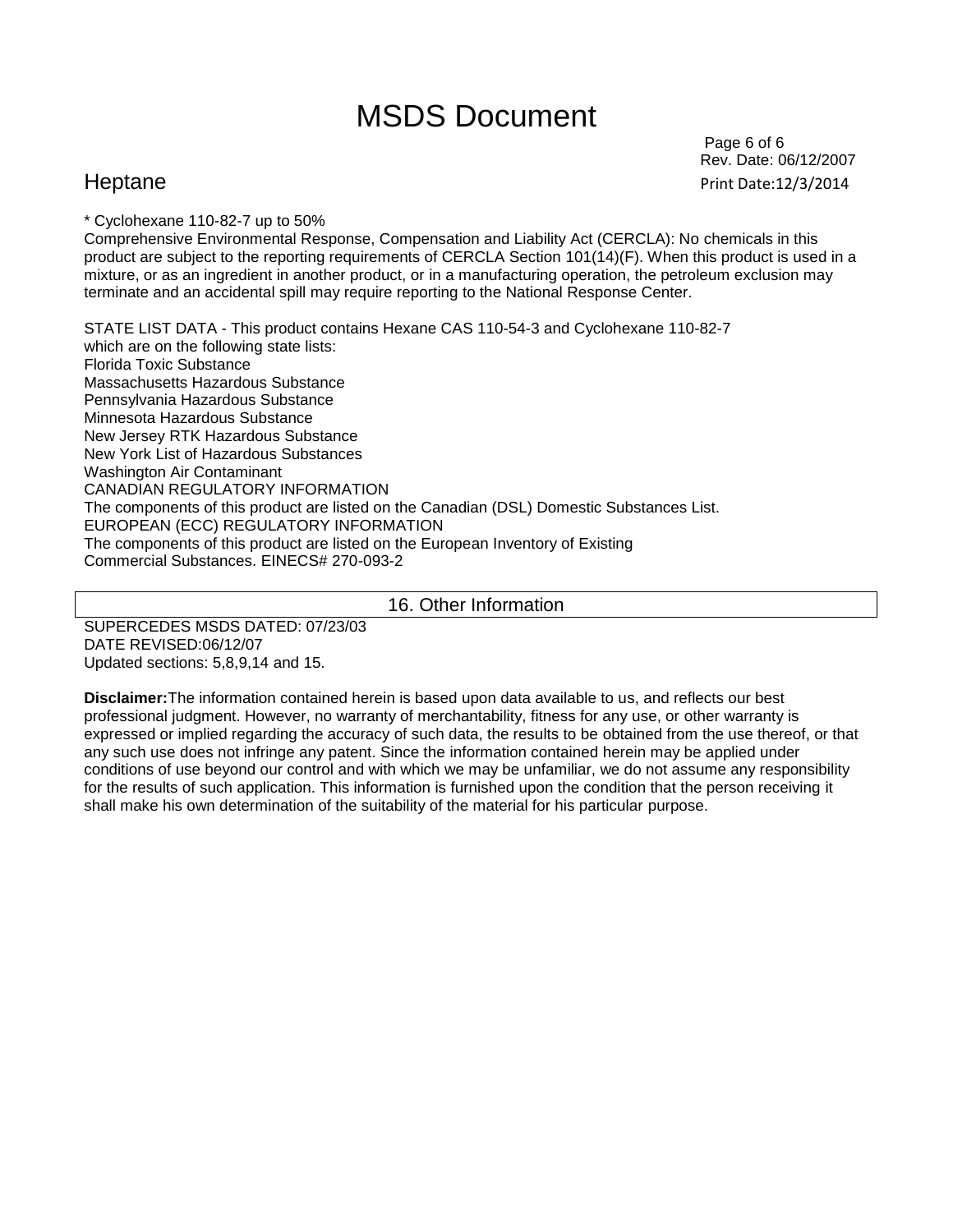* Cyclohexane 110-82-7 up to 50%

Comprehensive Environmental Response, Compensation and Liability Act (CERCLA): No chemicals in this product are subject to the reporting requirements of CERCLA Section 101(14)(F). When this product is used in a mixture, or as an ingredient in another product, or in a manufacturing operation, the petroleum exclusion may terminate and an accidental spill may require reporting to the National Response Center.

STATE LIST DATA - This product contains Hexane CAS 110-54-3 and Cyclohexane 110-82-7 which are on the following state lists:
Florida Toxic Substance
Massachusetts Hazardous Substance
Pennsylvania Hazardous Substance
Minnesota Hazardous Substance
New Jersey RTK Hazardous Substance
New York List of Hazardous Substances
Washington Air Contaminant
CANADIAN REGULATORY INFORMATION
The components of this product are listed on the Canadian (DSL) Domestic Substances List.
EUROPEAN (ECC) REGULATORY INFORMATION
The components of this product are listed on the European Inventory of Existing Commercial Substances. EINECS# 270-093-2

## 16. Other Information

SUPERCEDES MSDS DATED: 07/23/03
DATE REVISED:06/12/07
Updated sections: 5,8,9,14 and 15.

**Disclaimer:**The information contained herein is based upon data available to us, and reflects our best professional judgment. However, no warranty of merchantability, fitness for any use, or other warranty is expressed or implied regarding the accuracy of such data, the results to be obtained from the use thereof, or that any such use does not infringe any patent. Since the information contained herein may be applied under conditions of use beyond our control and with which we may be unfamiliar, we do not assume any responsibility for the results of such application. This information is furnished upon the condition that the person receiving it shall make his own determination of the suitability of the material for his particular purpose.